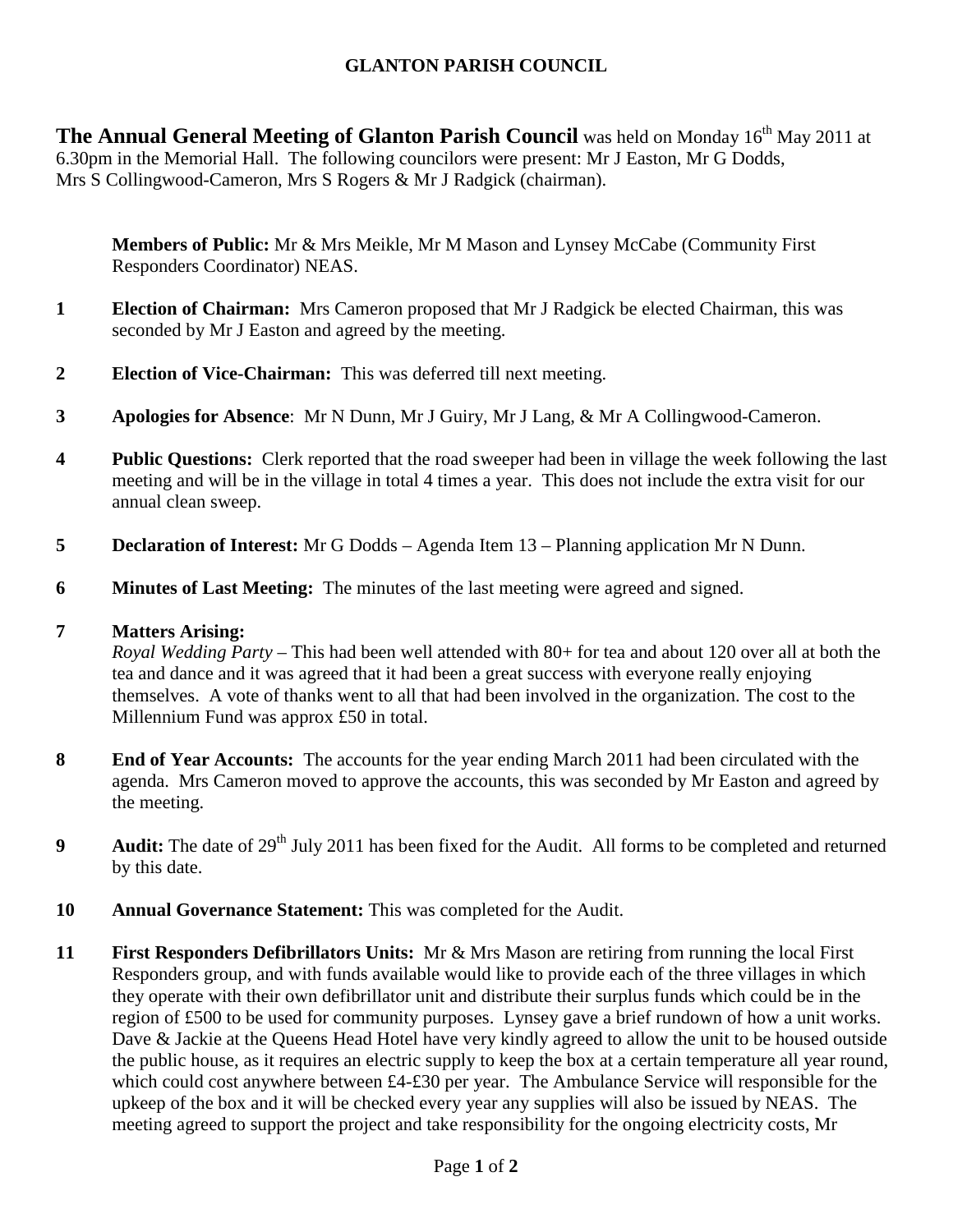# GLANTON PARISH COUNCIL

**The Annual General Meeting of Glanton Parish Council** was held on Monday 16th May 2011 at 6.30pm in the Memorial Hall. The following councilors were present: Mr J Easton, Mr G Dodds, Mrs S Collingwood-Cameron, Mrs S Rogers & Mr J Radgick (chairman).

**Members of Public:** Mr & Mrs Meikle, Mr M Mason and Lynsey McCabe (Community First Responders Coordinator) NEAS.

**1 Election of Chairman:** Mrs Cameron proposed that Mr J Radgick be elected Chairman, this was seconded by Mr J Easton and agreed by the meeting.

**2 Election of Vice-Chairman:** This was deferred till next meeting.

**3 Apologies for Absence**: Mr N Dunn, Mr J Guiry, Mr J Lang, & Mr A Collingwood-Cameron.

**4 Public Questions:** Clerk reported that the road sweeper had been in village the week following the last meeting and will be in the village in total 4 times a year. This does not include the extra visit for our annual clean sweep.

**5 Declaration of Interest:** Mr G Dodds – Agenda Item 13 – Planning application Mr N Dunn.

**6 Minutes of Last Meeting:** The minutes of the last meeting were agreed and signed.

**7 Matters Arising:**

*Royal Wedding Party* – This had been well attended with 80+ for tea and about 120 over all at both the tea and dance and it was agreed that it had been a great success with everyone really enjoying themselves. A vote of thanks went to all that had been involved in the organization. The cost to the Millennium Fund was approx £50 in total.

**8 End of Year Accounts:** The accounts for the year ending March 2011 had been circulated with the agenda. Mrs Cameron moved to approve the accounts, this was seconded by Mr Easton and agreed by the meeting.

**9 Audit:** The date of 29th July 2011 has been fixed for the Audit. All forms to be completed and returned by this date.

**10 Annual Governance Statement:** This was completed for the Audit.

**11 First Responders Defibrillators Units:** Mr & Mrs Mason are retiring from running the local First Responders group, and with funds available would like to provide each of the three villages in which they operate with their own defibrillator unit and distribute their surplus funds which could be in the region of £500 to be used for community purposes. Lynsey gave a brief rundown of how a unit works. Dave & Jackie at the Queens Head Hotel have very kindly agreed to allow the unit to be housed outside the public house, as it requires an electric supply to keep the box at a certain temperature all year round, which could cost anywhere between £4-£30 per year. The Ambulance Service will responsible for the upkeep of the box and it will be checked every year any supplies will also be issued by NEAS. The meeting agreed to support the project and take responsibility for the ongoing electricity costs, Mr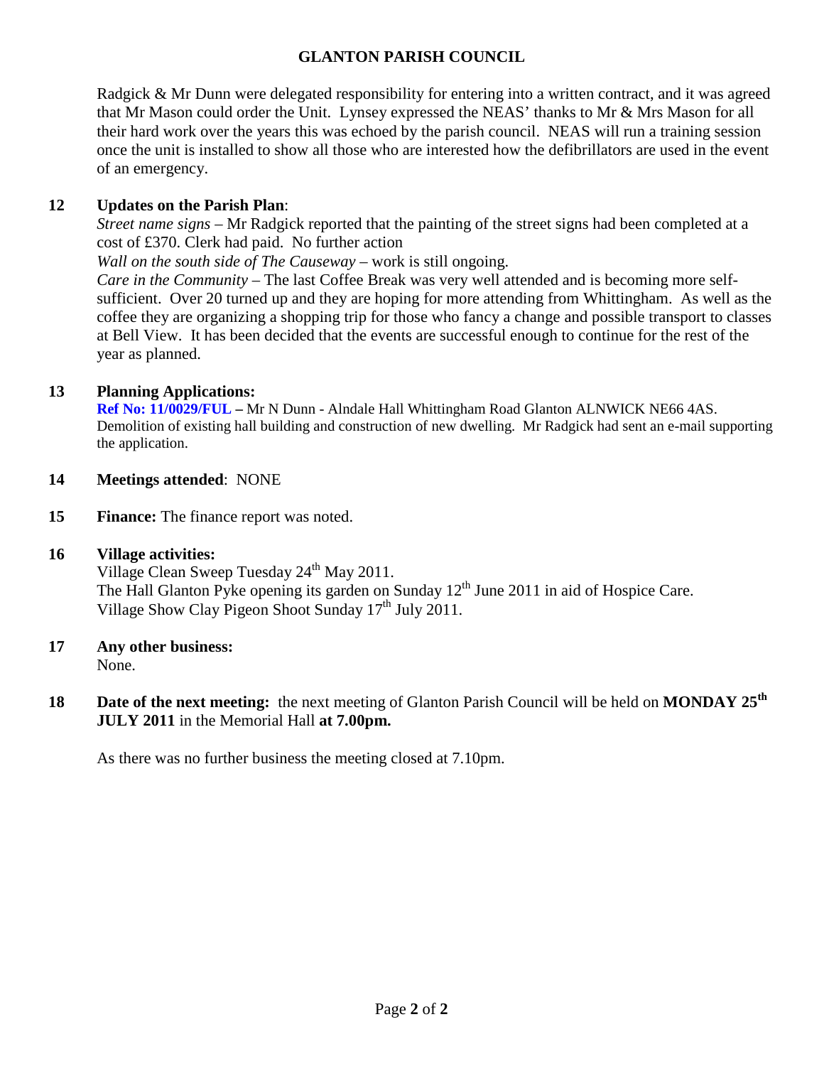Radgick & Mr Dunn were delegated responsibility for entering into a written contract, and it was agreed that Mr Mason could order the Unit. Lynsey expressed the NEAS' thanks to Mr & Mrs Mason for all their hard work over the years this was echoed by the parish council. NEAS will run a training session once the unit is installed to show all those who are interested how the defibrillators are used in the event of an emergency.

**12 Updates on the Parish Plan**:

*Street name signs* – Mr Radgick reported that the painting of the street signs had been completed at a cost of £370. Clerk had paid. No further action

*Wall on the south side of The Causeway* – work is still ongoing.

*Care in the Community* – The last Coffee Break was very well attended and is becoming more self-sufficient. Over 20 turned up and they are hoping for more attending from Whittingham. As well as the coffee they are organizing a shopping trip for those who fancy a change and possible transport to classes at Bell View. It has been decided that the events are successful enough to continue for the rest of the year as planned.

**13 Planning Applications:**

**Ref No: 11/0029/FUL –** Mr N Dunn - Alndale Hall Whittingham Road Glanton ALNWICK NE66 4AS. Demolition of existing hall building and construction of new dwelling. Mr Radgick had sent an e-mail supporting the application.

**14 Meetings attended**: NONE

**15 Finance:** The finance report was noted.

**16 Village activities:**

Village Clean Sweep Tuesday 24th May 2011.
The Hall Glanton Pyke opening its garden on Sunday 12th June 2011 in aid of Hospice Care.
Village Show Clay Pigeon Shoot Sunday 17th July 2011.

**17 Any other business:**

None.

**18 Date of the next meeting:** the next meeting of Glanton Parish Council will be held on **MONDAY 25th JULY 2011** in the Memorial Hall **at 7.00pm.**

As there was no further business the meeting closed at 7.10pm.